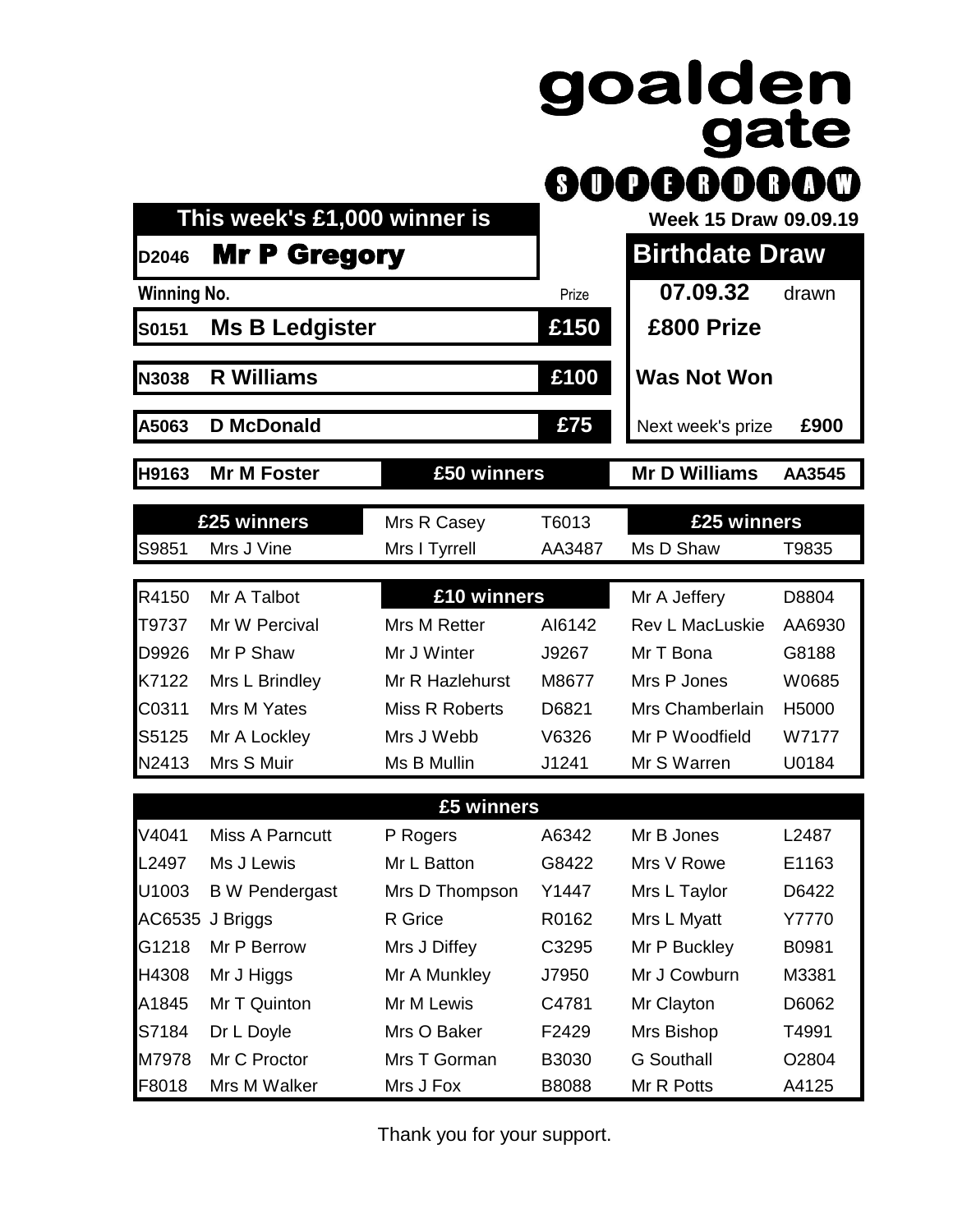# goalden gate SUPERDRAW

**This week's £1,000 winner is**

**D2046 Mr P Gregory**

**Week 15 Draw 09.09.19**

| Winning No. | | Prize |
|---|---|---|
| S0151 | Ms B Ledgister | £150 |
| N3038 | R Williams | £100 |
| A5063 | D McDonald | £75 |

## Birthdate Draw

**07.09.32** drawn

**£800 Prize**

**Was Not Won**

Next week's prize **£900**

## £50 winners

| | | | |
|---|---|---|---|
| H9163 | Mr M Foster | Mr D Williams | AA3545 |

## £25 winners

| | | | | | |
|---|---|---|---|---|---|
| S9851 | Mrs J Vine | Mrs R Casey | T6013 | Ms D Shaw | T9835 |
| | | Mrs I Tyrrell | AA3487 | | |

## £10 winners

| | | | | | |
|---|---|---|---|---|---|
| R4150 | Mr A Talbot | | | Mr A Jeffery | D8804 |
| T9737 | Mr W Percival | Mrs M Retter | AI6142 | Rev L MacLuskie | AA6930 |
| D9926 | Mr P Shaw | Mr J Winter | J9267 | Mr T Bona | G8188 |
| K7122 | Mrs L Brindley | Mr R Hazlehurst | M8677 | Mrs P Jones | W0685 |
| C0311 | Mrs M Yates | Miss R Roberts | D6821 | Mrs Chamberlain | H5000 |
| S5125 | Mr A Lockley | Mrs J Webb | V6326 | Mr P Woodfield | W7177 |
| N2413 | Mrs S Muir | Ms B Mullin | J1241 | Mr S Warren | U0184 |

## £5 winners

| | | | | | |
|---|---|---|---|---|---|
| V4041 | Miss A Parncutt | P Rogers | A6342 | Mr B Jones | L2487 |
| L2497 | Ms J Lewis | Mr L Batton | G8422 | Mrs V Rowe | E1163 |
| U1003 | B W Pendergast | Mrs D Thompson | Y1447 | Mrs L Taylor | D6422 |
| AC6535 | J Briggs | R Grice | R0162 | Mrs L Myatt | Y7770 |
| G1218 | Mr P Berrow | Mrs J Diffey | C3295 | Mr P Buckley | B0981 |
| H4308 | Mr J Higgs | Mr A Munkley | J7950 | Mr J Cowburn | M3381 |
| A1845 | Mr T Quinton | Mr M Lewis | C4781 | Mr Clayton | D6062 |
| S7184 | Dr L Doyle | Mrs O Baker | F2429 | Mrs Bishop | T4991 |
| M7978 | Mr C Proctor | Mrs T Gorman | B3030 | G Southall | O2804 |
| F8018 | Mrs M Walker | Mrs J Fox | B8088 | Mr R Potts | A4125 |

Thank you for your support.